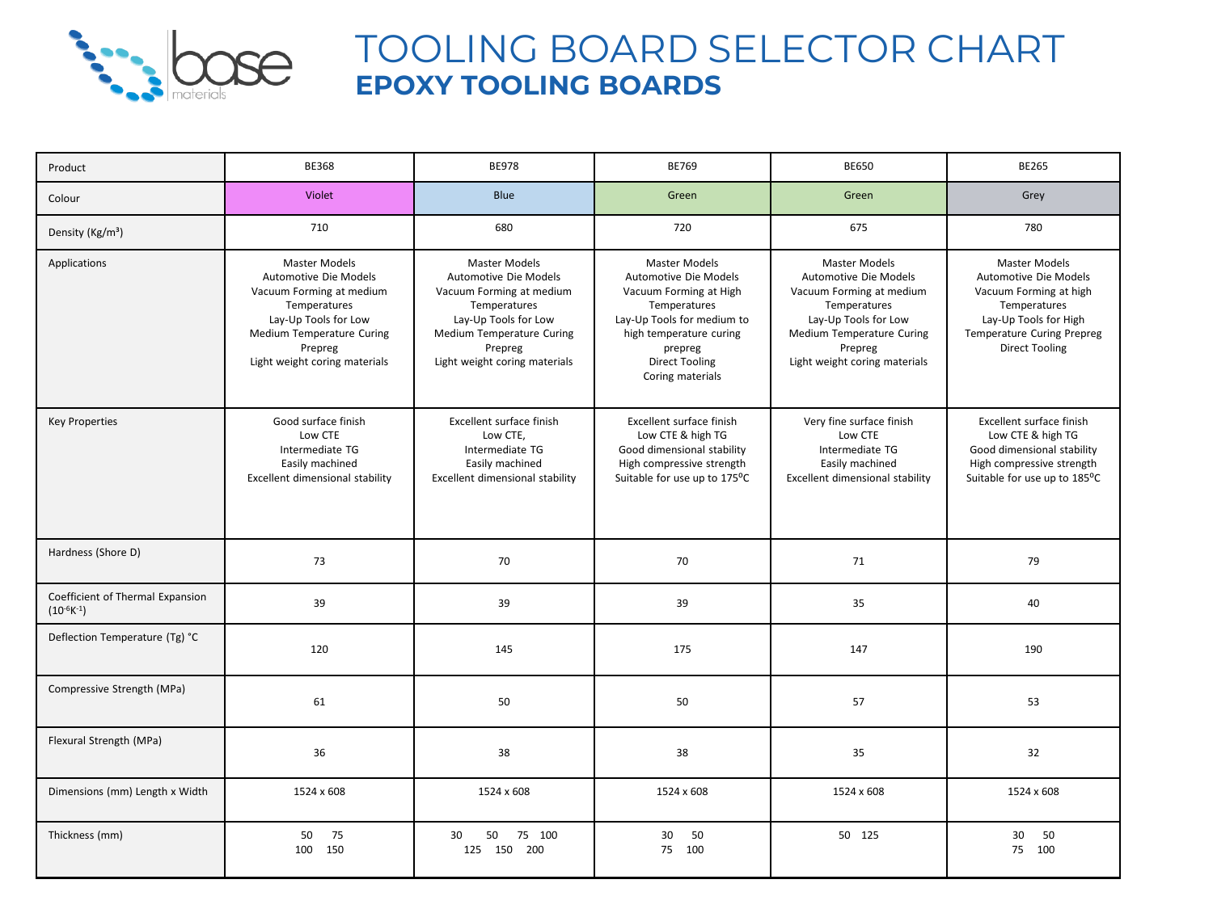# TOOLING BOARD SELECTOR CHART

## EPOXY TOOLING BOARDS

| Product | BE368 | BE978 | BE769 | BE650 | BE265 |
|---|---|---|---|---|---|
| Colour | Violet | Blue | Green | Green | Grey |
| Density (Kg/m³) | 710 | 680 | 720 | 675 | 780 |
| Applications | Master Models<br>Automotive Die Models<br>Vacuum Forming at medium Temperatures<br>Lay-Up Tools for Low Medium Temperature Curing Prepreg<br>Light weight coring materials | Master Models<br>Automotive Die Models<br>Vacuum Forming at medium Temperatures<br>Lay-Up Tools for Low Medium Temperature Curing Prepreg<br>Light weight coring materials | Master Models<br>Automotive Die Models<br>Vacuum Forming at High Temperatures<br>Lay-Up Tools for medium to high temperature curing prepreg<br>Direct Tooling<br>Coring materials | Master Models<br>Automotive Die Models<br>Vacuum Forming at medium Temperatures<br>Lay-Up Tools for Low Medium Temperature Curing Prepreg<br>Light weight coring materials | Master Models<br>Automotive Die Models<br>Vacuum Forming at high Temperatures<br>Lay-Up Tools for High Temperature Curing Prepreg<br>Direct Tooling |
| Key Properties | Good surface finish<br>Low CTE<br>Intermediate TG<br>Easily machined<br>Excellent dimensional stability | Excellent surface finish<br>Low CTE,<br>Intermediate TG<br>Easily machined<br>Excellent dimensional stability | Excellent surface finish<br>Low CTE & high TG<br>Good dimensional stability<br>High compressive strength<br>Suitable for use up to 175°C | Very fine surface finish<br>Low CTE<br>Intermediate TG<br>Easily machined<br>Excellent dimensional stability | Excellent surface finish<br>Low CTE & high TG<br>Good dimensional stability<br>High compressive strength<br>Suitable for use up to 185°C |
| Hardness (Shore D) | 73 | 70 | 70 | 71 | 79 |
| Coefficient of Thermal Expansion ($10^{-6}K^{-1}$) | 39 | 39 | 39 | 35 | 40 |
| Deflection Temperature (Tg) °C | 120 | 145 | 175 | 147 | 190 |
| Compressive Strength (MPa) | 61 | 50 | 50 | 57 | 53 |
| Flexural Strength (MPa) | 36 | 38 | 38 | 35 | 32 |
| Dimensions (mm) Length x Width | 1524 x 608 | 1524 x 608 | 1524 x 608 | 1524 x 608 | 1524 x 608 |
| Thickness (mm) | 50 75<br>100 150 | 30 50 75 100<br>125 150 200 | 30 50<br>75 100 | 50 125 | 30 50<br>75 100 |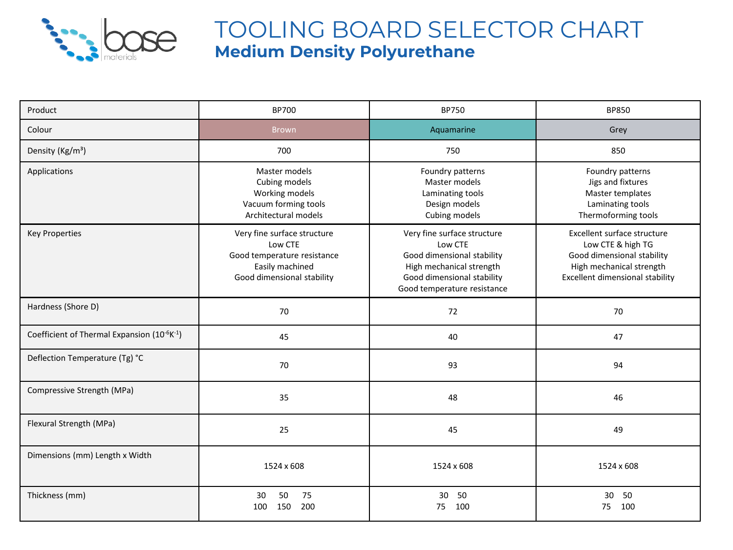# TOOLING BOARD SELECTOR CHART

## Medium Density Polyurethane

| Product | BP700 | BP750 | BP850 |
|---|---|---|---|
| Colour | Brown | Aquamarine | Grey |
| Density (Kg/m³) | 700 | 750 | 850 |
| Applications | Master models<br>Cubing models<br>Working models<br>Vacuum forming tools<br>Architectural models | Foundry patterns<br>Master models<br>Laminating tools<br>Design models<br>Cubing models | Foundry patterns<br>Jigs and fixtures<br>Master templates<br>Laminating tools<br>Thermoforming tools |
| Key Properties | Very fine surface structure<br>Low CTE<br>Good temperature resistance<br>Easily machined<br>Good dimensional stability | Very fine surface structure<br>Low CTE<br>Good dimensional stability<br>High mechanical strength<br>Good dimensional stability<br>Good temperature resistance | Excellent surface structure<br>Low CTE & high TG<br>Good dimensional stability<br>High mechanical strength<br>Excellent dimensional stability |
| Hardness (Shore D) | 70 | 72 | 70 |
| Coefficient of Thermal Expansion ($10^{-6}K^{-1}$) | 45 | 40 | 47 |
| Deflection Temperature (Tg) °C | 70 | 93 | 94 |
| Compressive Strength (MPa) | 35 | 48 | 46 |
| Flexural Strength (MPa) | 25 | 45 | 49 |
| Dimensions (mm) Length x Width | 1524 x 608 | 1524 x 608 | 1524 x 608 |
| Thickness (mm) | 30 50 75<br>100 150 200 | 30 50<br>75 100 | 30 50<br>75 100 |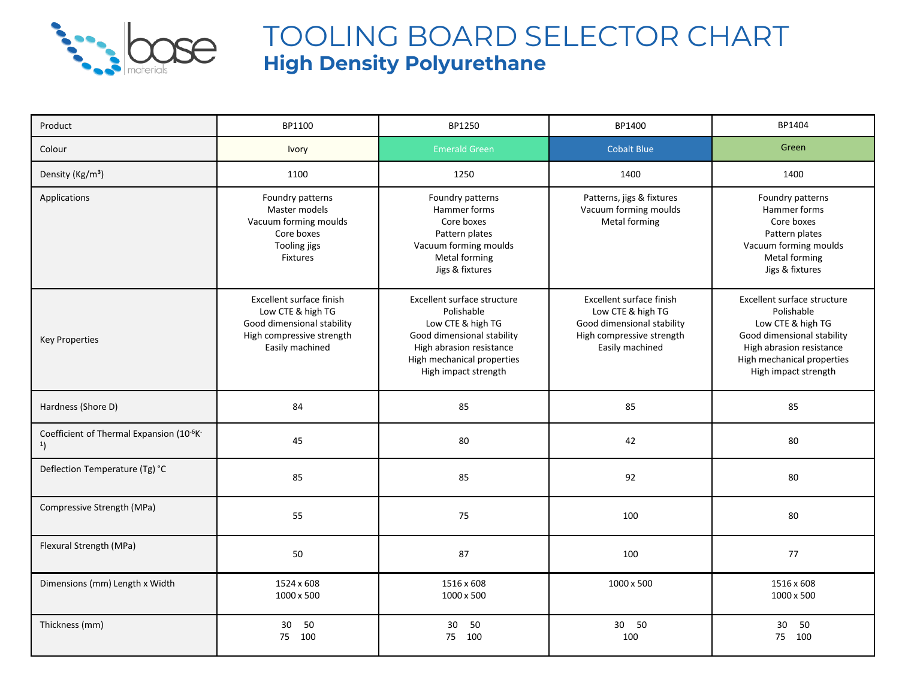# TOOLING BOARD SELECTOR CHART

## High Density Polyurethane

| Product | BP1100 | BP1250 | BP1400 | BP1404 |
|---|---|---|---|---|
| Colour | Ivory | Emerald Green | Cobalt Blue | Green |
| Density (Kg/m³) | 1100 | 1250 | 1400 | 1400 |
| Applications | Foundry patterns<br>Master models<br>Vacuum forming moulds<br>Core boxes<br>Tooling jigs<br>Fixtures | Foundry patterns<br>Hammer forms<br>Core boxes<br>Pattern plates<br>Vacuum forming moulds<br>Metal forming<br>Jigs & fixtures | Patterns, jigs & fixtures<br>Vacuum forming moulds<br>Metal forming | Foundry patterns<br>Hammer forms<br>Core boxes<br>Pattern plates<br>Vacuum forming moulds<br>Metal forming<br>Jigs & fixtures |
| Key Properties | Excellent surface finish<br>Low CTE & high TG<br>Good dimensional stability<br>High compressive strength<br>Easily machined | Excellent surface structure<br>Polishable<br>Low CTE & high TG<br>Good dimensional stability<br>High abrasion resistance<br>High mechanical properties<br>High impact strength | Excellent surface finish<br>Low CTE & high TG<br>Good dimensional stability<br>High compressive strength<br>Easily machined | Excellent surface structure<br>Polishable<br>Low CTE & high TG<br>Good dimensional stability<br>High abrasion resistance<br>High mechanical properties<br>High impact strength |
| Hardness (Shore D) | 84 | 85 | 85 | 85 |
| Coefficient of Thermal Expansion ($10^{-6}K^{-1}$) | 45 | 80 | 42 | 80 |
| Deflection Temperature (Tg) °C | 85 | 85 | 92 | 80 |
| Compressive Strength (MPa) | 55 | 75 | 100 | 80 |
| Flexural Strength (MPa) | 50 | 87 | 100 | 77 |
| Dimensions (mm) Length x Width | 1524 x 608<br>1000 x 500 | 1516 x 608<br>1000 x 500 | 1000 x 500 | 1516 x 608<br>1000 x 500 |
| Thickness (mm) | 30 50<br>75 100 | 30 50<br>75 100 | 30 50<br>100 | 30 50<br>75 100 |